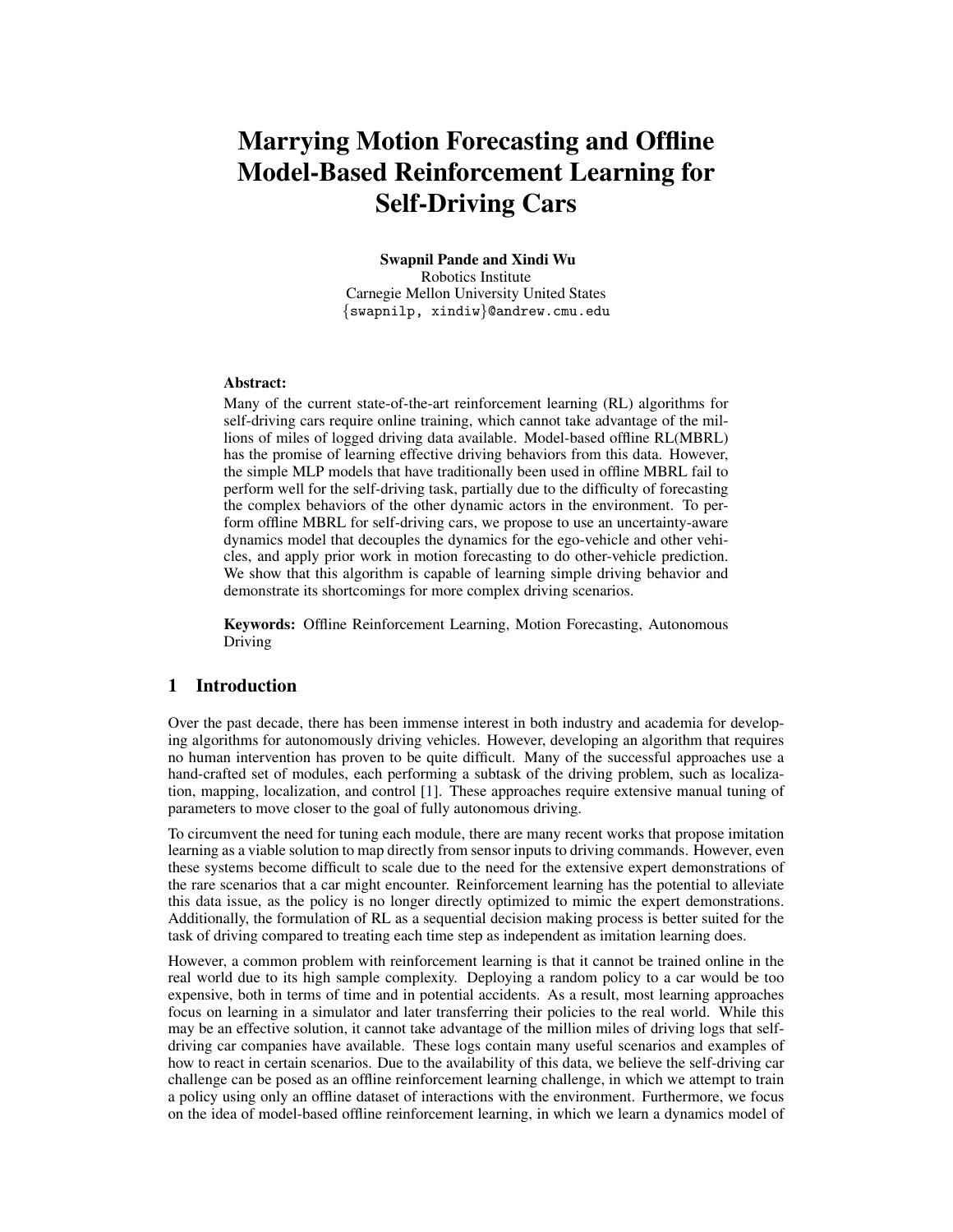# Marrying Motion Forecasting and Offline Model-Based Reinforcement Learning for Self-Driving Cars

**Swapnil Pande and Xindi Wu**
Robotics Institute
Carnegie Mellon University United States
{swapnilp, xindiw}@andrew.cmu.edu

**Abstract:**
Many of the current state-of-the-art reinforcement learning (RL) algorithms for self-driving cars require online training, which cannot take advantage of the millions of miles of logged driving data available. Model-based offline RL(MBRL) has the promise of learning effective driving behaviors from this data. However, the simple MLP models that have traditionally been used in offline MBRL fail to perform well for the self-driving task, partially due to the difficulty of forecasting the complex behaviors of the other dynamic actors in the environment. To perform offline MBRL for self-driving cars, we propose to use an uncertainty-aware dynamics model that decouples the dynamics for the ego-vehicle and other vehicles, and apply prior work in motion forecasting to do other-vehicle prediction. We show that this algorithm is capable of learning simple driving behavior and demonstrate its shortcomings for more complex driving scenarios.

**Keywords:** Offline Reinforcement Learning, Motion Forecasting, Autonomous Driving

## 1 Introduction

Over the past decade, there has been immense interest in both industry and academia for developing algorithms for autonomously driving vehicles. However, developing an algorithm that requires no human intervention has proven to be quite difficult. Many of the successful approaches use a hand-crafted set of modules, each performing a subtask of the driving problem, such as localization, mapping, localization, and control [1]. These approaches require extensive manual tuning of parameters to move closer to the goal of fully autonomous driving.

To circumvent the need for tuning each module, there are many recent works that propose imitation learning as a viable solution to map directly from sensor inputs to driving commands. However, even these systems become difficult to scale due to the need for the extensive expert demonstrations of the rare scenarios that a car might encounter. Reinforcement learning has the potential to alleviate this data issue, as the policy is no longer directly optimized to mimic the expert demonstrations. Additionally, the formulation of RL as a sequential decision making process is better suited for the task of driving compared to treating each time step as independent as imitation learning does.

However, a common problem with reinforcement learning is that it cannot be trained online in the real world due to its high sample complexity. Deploying a random policy to a car would be too expensive, both in terms of time and in potential accidents. As a result, most learning approaches focus on learning in a simulator and later transferring their policies to the real world. While this may be an effective solution, it cannot take advantage of the million miles of driving logs that self-driving car companies have available. These logs contain many useful scenarios and examples of how to react in certain scenarios. Due to the availability of this data, we believe the self-driving car challenge can be posed as an offline reinforcement learning challenge, in which we attempt to train a policy using only an offline dataset of interactions with the environment. Furthermore, we focus on the idea of model-based offline reinforcement learning, in which we learn a dynamics model of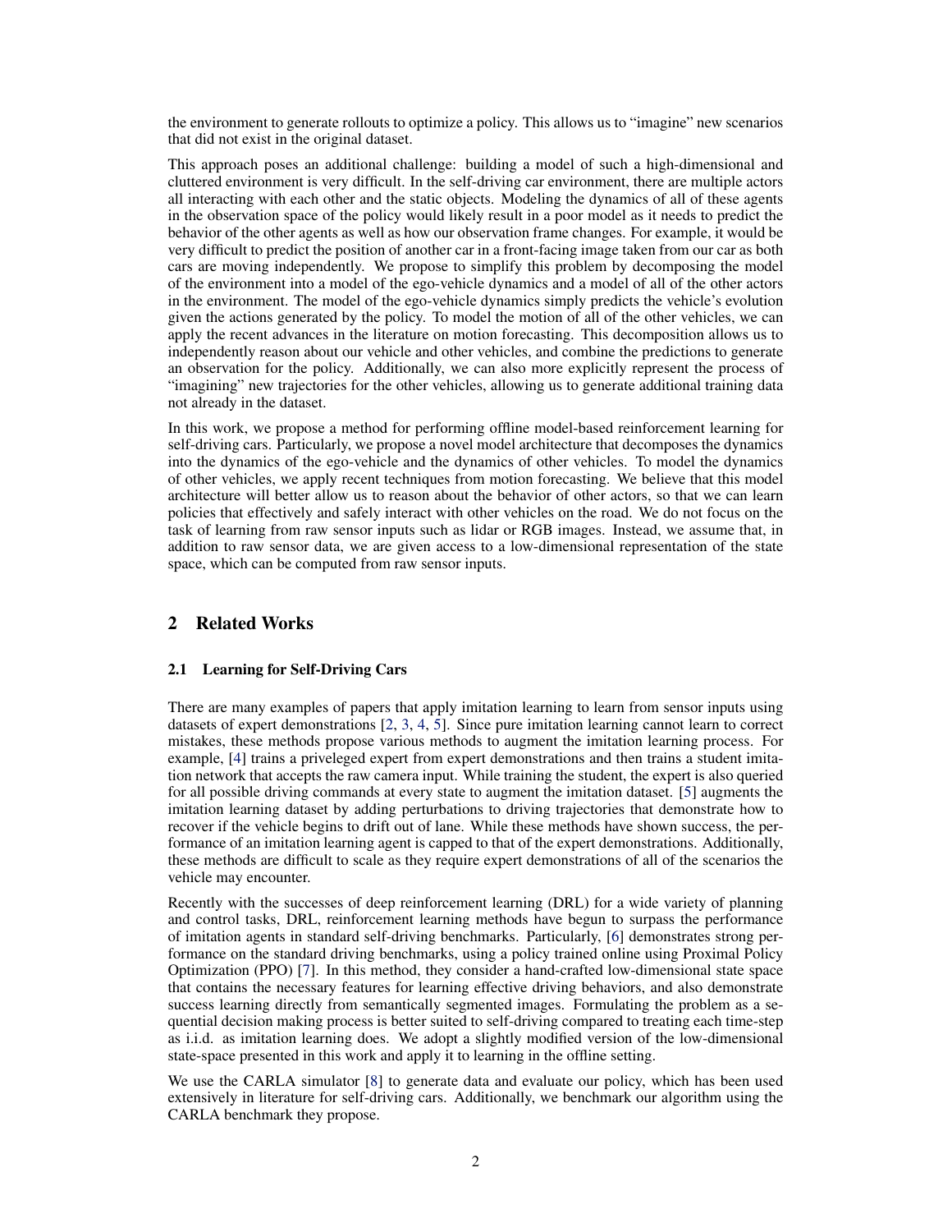the environment to generate rollouts to optimize a policy. This allows us to "imagine" new scenarios that did not exist in the original dataset.

This approach poses an additional challenge: building a model of such a high-dimensional and cluttered environment is very difficult. In the self-driving car environment, there are multiple actors all interacting with each other and the static objects. Modeling the dynamics of all of these agents in the observation space of the policy would likely result in a poor model as it needs to predict the behavior of the other agents as well as how our observation frame changes. For example, it would be very difficult to predict the position of another car in a front-facing image taken from our car as both cars are moving independently. We propose to simplify this problem by decomposing the model of the environment into a model of the ego-vehicle dynamics and a model of all of the other actors in the environment. The model of the ego-vehicle dynamics simply predicts the vehicle's evolution given the actions generated by the policy. To model the motion of all of the other vehicles, we can apply the recent advances in the literature on motion forecasting. This decomposition allows us to independently reason about our vehicle and other vehicles, and combine the predictions to generate an observation for the policy. Additionally, we can also more explicitly represent the process of "imagining" new trajectories for the other vehicles, allowing us to generate additional training data not already in the dataset.

In this work, we propose a method for performing offline model-based reinforcement learning for self-driving cars. Particularly, we propose a novel model architecture that decomposes the dynamics into the dynamics of the ego-vehicle and the dynamics of other vehicles. To model the dynamics of other vehicles, we apply recent techniques from motion forecasting. We believe that this model architecture will better allow us to reason about the behavior of other actors, so that we can learn policies that effectively and safely interact with other vehicles on the road. We do not focus on the task of learning from raw sensor inputs such as lidar or RGB images. Instead, we assume that, in addition to raw sensor data, we are given access to a low-dimensional representation of the state space, which can be computed from raw sensor inputs.

## 2 Related Works

### 2.1 Learning for Self-Driving Cars

There are many examples of papers that apply imitation learning to learn from sensor inputs using datasets of expert demonstrations [2, 3, 4, 5]. Since pure imitation learning cannot learn to correct mistakes, these methods propose various methods to augment the imitation learning process. For example, [4] trains a priveleged expert from expert demonstrations and then trains a student imitation network that accepts the raw camera input. While training the student, the expert is also queried for all possible driving commands at every state to augment the imitation dataset. [5] augments the imitation learning dataset by adding perturbations to driving trajectories that demonstrate how to recover if the vehicle begins to drift out of lane. While these methods have shown success, the performance of an imitation learning agent is capped to that of the expert demonstrations. Additionally, these methods are difficult to scale as they require expert demonstrations of all of the scenarios the vehicle may encounter.

Recently with the successes of deep reinforcement learning (DRL) for a wide variety of planning and control tasks, DRL, reinforcement learning methods have begun to surpass the performance of imitation agents in standard self-driving benchmarks. Particularly, [6] demonstrates strong performance on the standard driving benchmarks, using a policy trained online using Proximal Policy Optimization (PPO) [7]. In this method, they consider a hand-crafted low-dimensional state space that contains the necessary features for learning effective driving behaviors, and also demonstrate success learning directly from semantically segmented images. Formulating the problem as a sequential decision making process is better suited to self-driving compared to treating each time-step as i.i.d. as imitation learning does. We adopt a slightly modified version of the low-dimensional state-space presented in this work and apply it to learning in the offline setting.

We use the CARLA simulator [8] to generate data and evaluate our policy, which has been used extensively in literature for self-driving cars. Additionally, we benchmark our algorithm using the CARLA benchmark they propose.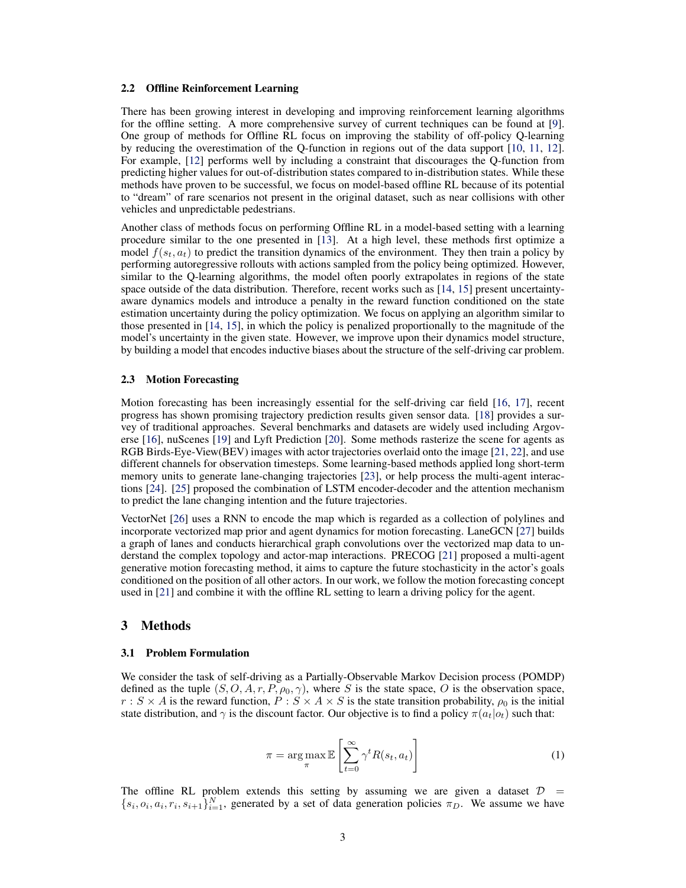### 2.2 Offline Reinforcement Learning

There has been growing interest in developing and improving reinforcement learning algorithms for the offline setting. A more comprehensive survey of current techniques can be found at [9]. One group of methods for Offline RL focus on improving the stability of off-policy Q-learning by reducing the overestimation of the Q-function in regions out of the data support [10, 11, 12]. For example, [12] performs well by including a constraint that discourages the Q-function from predicting higher values for out-of-distribution states compared to in-distribution states. While these methods have proven to be successful, we focus on model-based offline RL because of its potential to "dream" of rare scenarios not present in the original dataset, such as near collisions with other vehicles and unpredictable pedestrians.

Another class of methods focus on performing Offline RL in a model-based setting with a learning procedure similar to the one presented in [13]. At a high level, these methods first optimize a model $f(s_t, a_t)$ to predict the transition dynamics of the environment. They then train a policy by performing autoregressive rollouts with actions sampled from the policy being optimized. However, similar to the Q-learning algorithms, the model often poorly extrapolates in regions of the state space outside of the data distribution. Therefore, recent works such as [14, 15] present uncertainty-aware dynamics models and introduce a penalty in the reward function conditioned on the state estimation uncertainty during the policy optimization. We focus on applying an algorithm similar to those presented in [14, 15], in which the policy is penalized proportionally to the magnitude of the model's uncertainty in the given state. However, we improve upon their dynamics model structure, by building a model that encodes inductive biases about the structure of the self-driving car problem.

### 2.3 Motion Forecasting

Motion forecasting has been increasingly essential for the self-driving car field [16, 17], recent progress has shown promising trajectory prediction results given sensor data. [18] provides a survey of traditional approaches. Several benchmarks and datasets are widely used including Argoverse [16], nuScenes [19] and Lyft Prediction [20]. Some methods rasterize the scene for agents as RGB Birds-Eye-View(BEV) images with actor trajectories overlaid onto the image [21, 22], and use different channels for observation timesteps. Some learning-based methods applied long short-term memory units to generate lane-changing trajectories [23], or help process the multi-agent interactions [24]. [25] proposed the combination of LSTM encoder-decoder and the attention mechanism to predict the lane changing intention and the future trajectories.

VectorNet [26] uses a RNN to encode the map which is regarded as a collection of polylines and incorporate vectorized map prior and agent dynamics for motion forecasting. LaneGCN [27] builds a graph of lanes and conducts hierarchical graph convolutions over the vectorized map data to understand the complex topology and actor-map interactions. PRECOG [21] proposed a multi-agent generative motion forecasting method, it aims to capture the future stochasticity in the actor's goals conditioned on the position of all other actors. In our work, we follow the motion forecasting concept used in [21] and combine it with the offline RL setting to learn a driving policy for the agent.

## 3 Methods

### 3.1 Problem Formulation

We consider the task of self-driving as a Partially-Observable Markov Decision process (POMDP) defined as the tuple $(S, O, A, r, P, \rho_0, \gamma)$, where $S$ is the state space, $O$ is the observation space, $r : S \times A$ is the reward function, $P : S \times A \times S$ is the state transition probability, $\rho_0$ is the initial state distribution, and $\gamma$ is the discount factor. Our objective is to find a policy $\pi(a_t|o_t)$ such that:

$$\pi = \arg\max_{\pi} \mathbb{E}\left[\sum_{t=0}^{\infty} \gamma^t R(s_t, a_t)\right] \tag{1}$$

The offline RL problem extends this setting by assuming we are given a dataset $\mathcal{D} = \{s_i, o_i, a_i, r_i, s_{i+1}\}_{i=1}^{N}$, generated by a set of data generation policies $\pi_D$. We assume we have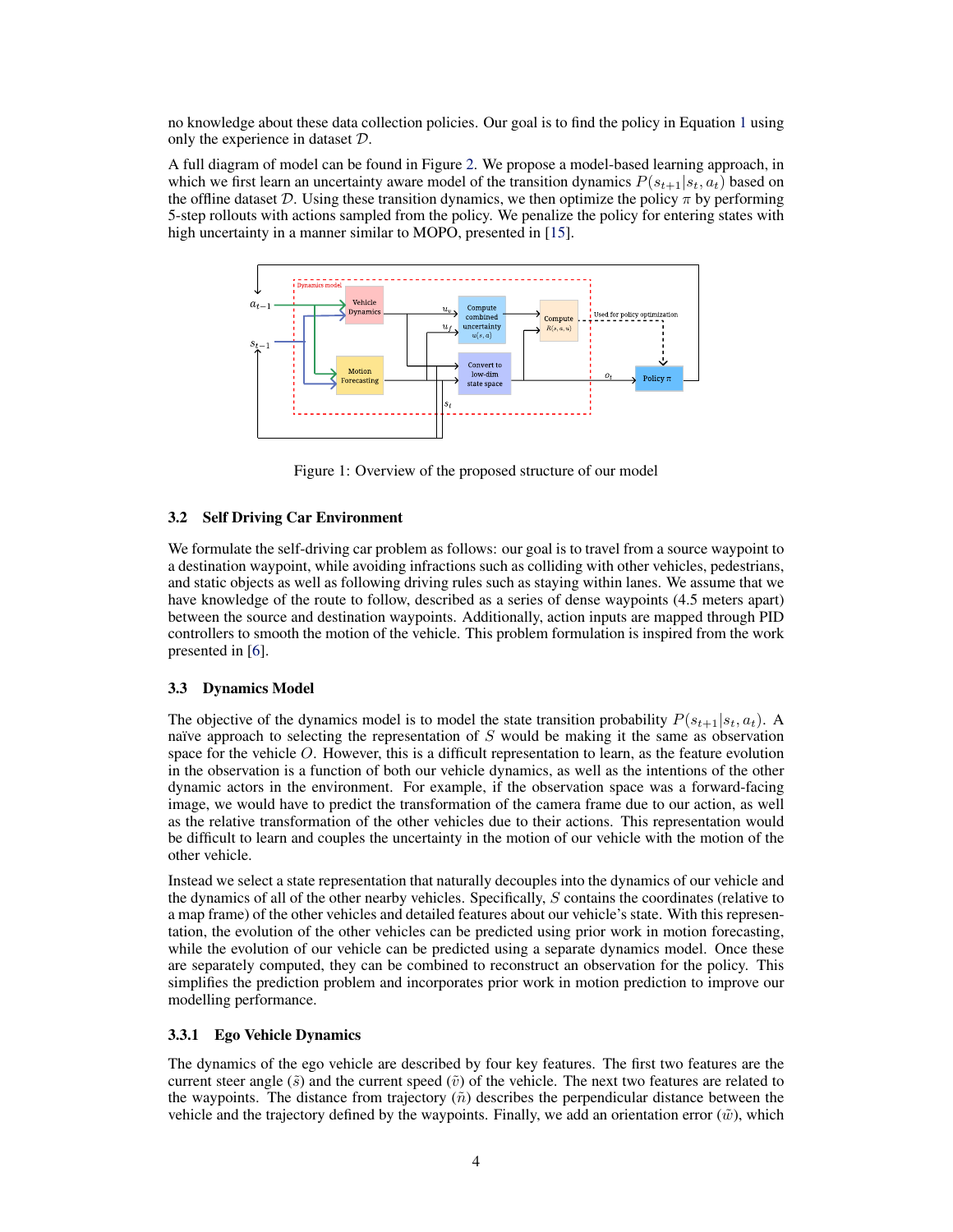no knowledge about these data collection policies. Our goal is to find the policy in Equation 1 using only the experience in dataset $\mathcal{D}$.

A full diagram of model can be found in Figure 2. We propose a model-based learning approach, in which we first learn an uncertainty aware model of the transition dynamics $P(s_{t+1}|s_t, a_t)$ based on the offline dataset $\mathcal{D}$. Using these transition dynamics, we then optimize the policy $\pi$ by performing 5-step rollouts with actions sampled from the policy. We penalize the policy for entering states with high uncertainty in a manner similar to MOPO, presented in [15].

Figure 1: Overview of the proposed structure of our model

### 3.2 Self Driving Car Environment

We formulate the self-driving car problem as follows: our goal is to travel from a source waypoint to a destination waypoint, while avoiding infractions such as colliding with other vehicles, pedestrians, and static objects as well as following driving rules such as staying within lanes. We assume that we have knowledge of the route to follow, described as a series of dense waypoints (4.5 meters apart) between the source and destination waypoints. Additionally, action inputs are mapped through PID controllers to smooth the motion of the vehicle. This problem formulation is inspired from the work presented in [6].

### 3.3 Dynamics Model

The objective of the dynamics model is to model the state transition probability $P(s_{t+1}|s_t, a_t)$. A naïve approach to selecting the representation of $S$ would be making it the same as observation space for the vehicle $O$. However, this is a difficult representation to learn, as the feature evolution in the observation is a function of both our vehicle dynamics, as well as the intentions of the other dynamic actors in the environment. For example, if the observation space was a forward-facing image, we would have to predict the transformation of the camera frame due to our action, as well as the relative transformation of the other vehicles due to their actions. This representation would be difficult to learn and couples the uncertainty in the motion of our vehicle with the motion of the other vehicle.

Instead we select a state representation that naturally decouples into the dynamics of our vehicle and the dynamics of all of the other nearby vehicles. Specifically, $S$ contains the coordinates (relative to a map frame) of the other vehicles and detailed features about our vehicle's state. With this representation, the evolution of the other vehicles can be predicted using prior work in motion forecasting, while the evolution of our vehicle can be predicted using a separate dynamics model. Once these are separately computed, they can be combined to reconstruct an observation for the policy. This simplifies the prediction problem and incorporates prior work in motion prediction to improve our modelling performance.

#### 3.3.1 Ego Vehicle Dynamics

The dynamics of the ego vehicle are described by four key features. The first two features are the current steer angle ($\tilde{s}$) and the current speed ($\tilde{v}$) of the vehicle. The next two features are related to the waypoints. The distance from trajectory ($\tilde{n}$) describes the perpendicular distance between the vehicle and the trajectory defined by the waypoints. Finally, we add an orientation error ($\tilde{w}$), which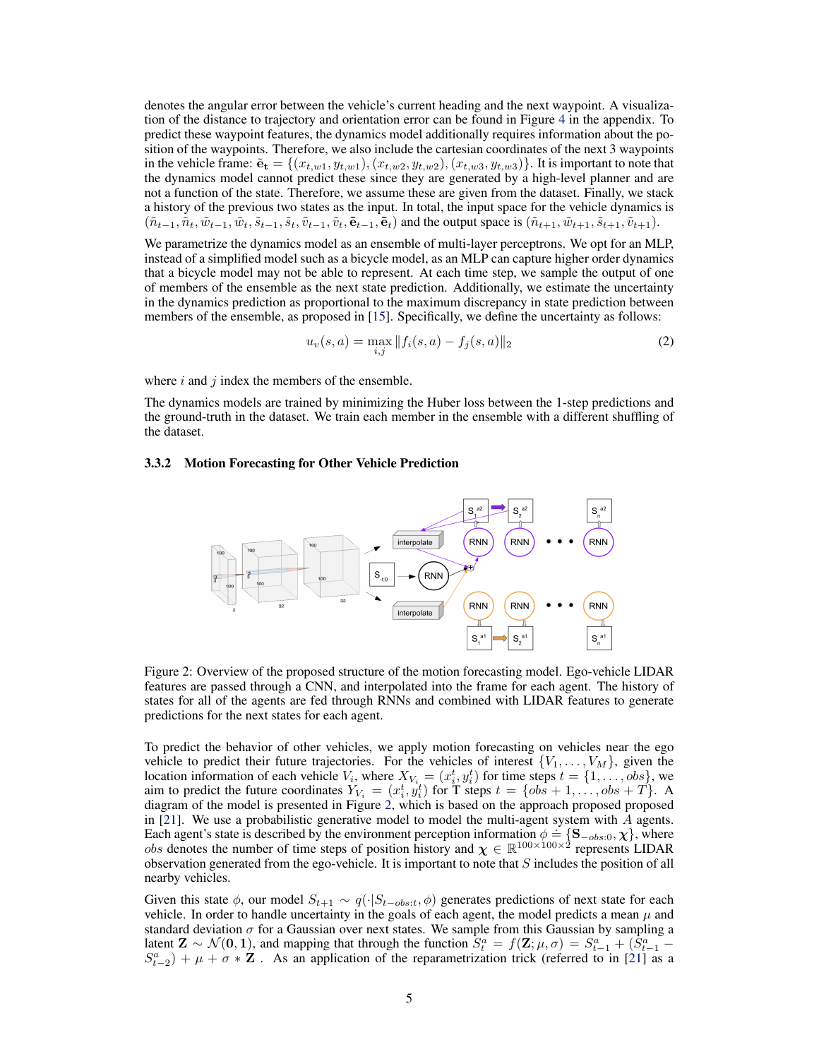denotes the angular error between the vehicle's current heading and the next waypoint. A visualization of the distance to trajectory and orientation error can be found in Figure 4 in the appendix. To predict these waypoint features, the dynamics model additionally requires information about the position of the waypoints. Therefore, we also include the cartesian coordinates of the next 3 waypoints in the vehicle frame: $\tilde{\mathbf{e}}_\mathbf{t} = \{(x_{t,w1}, y_{t,w1}), (x_{t,w2}, y_{t,w2}), (x_{t,w3}, y_{t,w3})\}$. It is important to note that the dynamics model cannot predict these since they are generated by a high-level planner and are not a function of the state. Therefore, we assume these are given from the dataset. Finally, we stack a history of the previous two states as the input. In total, the input space for the vehicle dynamics is $(\tilde{n}_{t-1}, \tilde{n}_t, \tilde{w}_{t-1}, \tilde{w}_t, \tilde{s}_{t-1}, \tilde{s}_t, \tilde{v}_{t-1}, \tilde{v}_t, \tilde{\mathbf{e}}_{t-1}, \tilde{\mathbf{e}}_t)$ and the output space is $(\tilde{n}_{t+1}, \tilde{w}_{t+1}, \tilde{s}_{t+1}, \tilde{v}_{t+1})$.

We parametrize the dynamics model as an ensemble of multi-layer perceptrons. We opt for an MLP, instead of a simplified model such as a bicycle model, as an MLP can capture higher order dynamics that a bicycle model may not be able to represent. At each time step, we sample the output of one of members of the ensemble as the next state prediction. Additionally, we estimate the uncertainty in the dynamics prediction as proportional to the maximum discrepancy in state prediction between members of the ensemble, as proposed in [15]. Specifically, we define the uncertainty as follows:

$$u_v(s, a) = \max_{i,j} \| f_i(s, a) - f_j(s, a) \|_2 \tag{2}$$

where $i$ and $j$ index the members of the ensemble.

The dynamics models are trained by minimizing the Huber loss between the 1-step predictions and the ground-truth in the dataset. We train each member in the ensemble with a different shuffling of the dataset.

### 3.3.2 Motion Forecasting for Other Vehicle Prediction

Figure 2: Overview of the proposed structure of the motion forecasting model. Ego-vehicle LIDAR features are passed through a CNN, and interpolated into the frame for each agent. The history of states for all of the agents are fed through RNNs and combined with LIDAR features to generate predictions for the next states for each agent.

To predict the behavior of other vehicles, we apply motion forecasting on vehicles near the ego vehicle to predict their future trajectories. For the vehicles of interest $\{V_1, \ldots, V_M\}$, given the location information of each vehicle $V_i$, where $X_{V_i} = (x_i^t, y_i^t)$ for time steps $t = \{1, \ldots, obs\}$, we aim to predict the future coordinates $Y_{V_i} = (x_i^t, y_i^t)$ for T steps $t = \{obs+1, \ldots, obs+T\}$. A diagram of the model is presented in Figure 2, which is based on the approach proposed proposed in [21]. We use a probabilistic generative model to model the multi-agent system with $A$ agents. Each agent's state is described by the environment perception information $\phi \doteq \{\mathbf{S}_{-obs:0}, \boldsymbol{\chi}\}$, where $obs$ denotes the number of time steps of position history and $\boldsymbol{\chi} \in \mathbb{R}^{100 \times 100 \times 2}$ represents LIDAR observation generated from the ego-vehicle. It is important to note that $S$ includes the position of all nearby vehicles.

Given this state $\phi$, our model $S_{t+1} \sim q(\cdot | S_{t-obs:t}, \phi)$ generates predictions of next state for each vehicle. In order to handle uncertainty in the goals of each agent, the model predicts a mean $\mu$ and standard deviation $\sigma$ for a Gaussian over next states. We sample from this Gaussian by sampling a latent $\mathbf{Z} \sim \mathcal{N}(\mathbf{0}, \mathbf{1})$, and mapping that through the function $S_t^a = f(\mathbf{Z}; \mu, \sigma) = S_{t-1}^a + (S_{t-1}^a - S_{t-2}^a) + \mu + \sigma * \mathbf{Z}$ . As an application of the reparametrization trick (referred to in [21] as a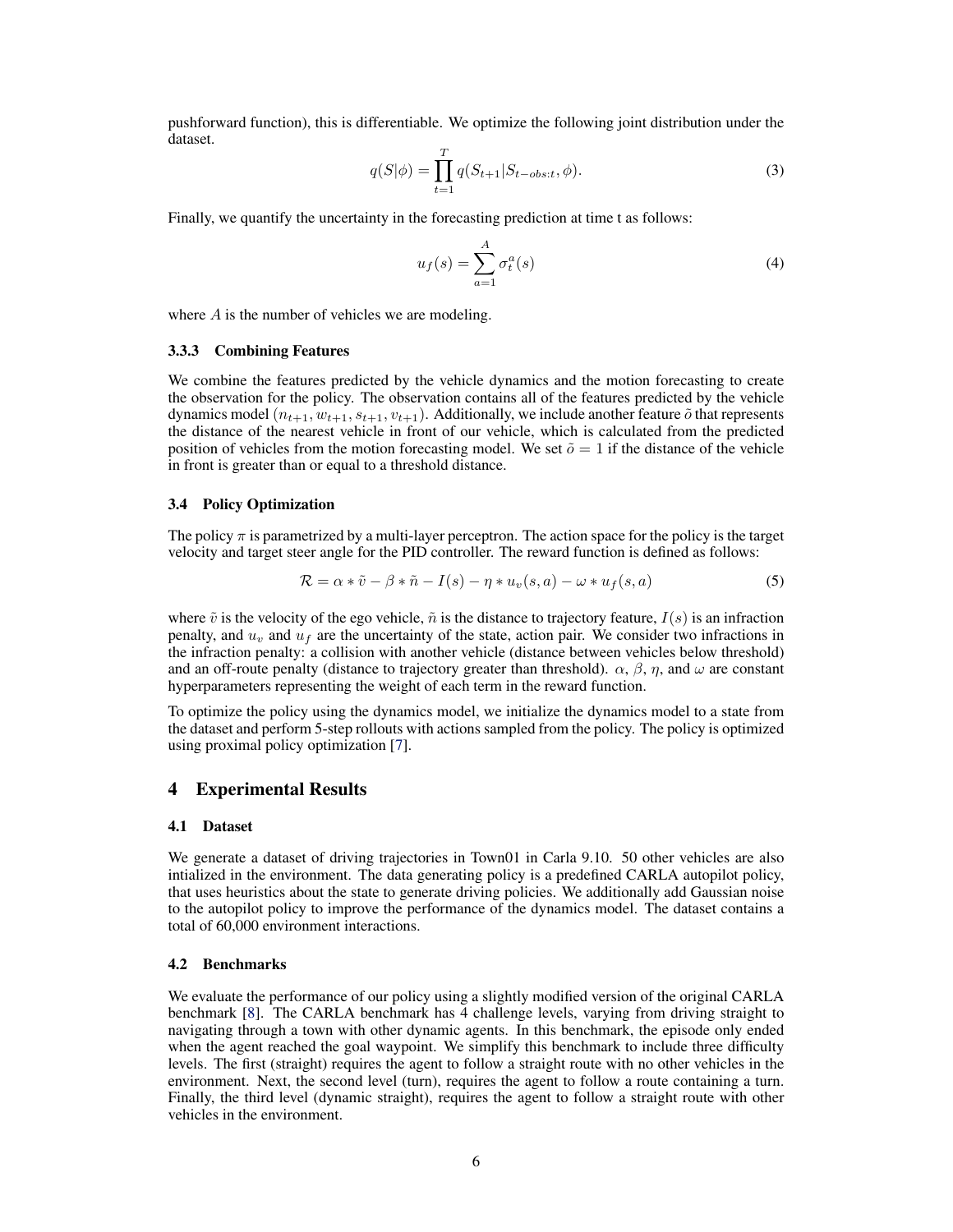pushforward function), this is differentiable. We optimize the following joint distribution under the dataset.

$$q(S|\phi) = \prod_{t=1}^{T} q(S_{t+1}|S_{t-obs:t}, \phi). \tag{3}$$

Finally, we quantify the uncertainty in the forecasting prediction at time t as follows:

$$u_f(s) = \sum_{a=1}^{A} \sigma_t^a(s) \tag{4}$$

where $A$ is the number of vehicles we are modeling.

#### 3.3.3 Combining Features

We combine the features predicted by the vehicle dynamics and the motion forecasting to create the observation for the policy. The observation contains all of the features predicted by the vehicle dynamics model $(n_{t+1}, w_{t+1}, s_{t+1}, v_{t+1})$. Additionally, we include another feature $\tilde{o}$ that represents the distance of the nearest vehicle in front of our vehicle, which is calculated from the predicted position of vehicles from the motion forecasting model. We set $\tilde{o} = 1$ if the distance of the vehicle in front is greater than or equal to a threshold distance.

### 3.4 Policy Optimization

The policy $\pi$ is parametrized by a multi-layer perceptron. The action space for the policy is the target velocity and target steer angle for the PID controller. The reward function is defined as follows:

$$\mathcal{R} = \alpha * \tilde{v} - \beta * \tilde{n} - I(s) - \eta * u_v(s, a) - \omega * u_f(s, a) \tag{5}$$

where $\tilde{v}$ is the velocity of the ego vehicle, $\tilde{n}$ is the distance to trajectory feature, $I(s)$ is an infraction penalty, and $u_v$ and $u_f$ are the uncertainty of the state, action pair. We consider two infractions in the infraction penalty: a collision with another vehicle (distance between vehicles below threshold) and an off-route penalty (distance to trajectory greater than threshold). $\alpha$, $\beta$, $\eta$, and $\omega$ are constant hyperparameters representing the weight of each term in the reward function.

To optimize the policy using the dynamics model, we initialize the dynamics model to a state from the dataset and perform 5-step rollouts with actions sampled from the policy. The policy is optimized using proximal policy optimization [7].

## 4 Experimental Results

### 4.1 Dataset

We generate a dataset of driving trajectories in Town01 in Carla 9.10. 50 other vehicles are also intialized in the environment. The data generating policy is a predefined CARLA autopilot policy, that uses heuristics about the state to generate driving policies. We additionally add Gaussian noise to the autopilot policy to improve the performance of the dynamics model. The dataset contains a total of 60,000 environment interactions.

### 4.2 Benchmarks

We evaluate the performance of our policy using a slightly modified version of the original CARLA benchmark [8]. The CARLA benchmark has 4 challenge levels, varying from driving straight to navigating through a town with other dynamic agents. In this benchmark, the episode only ended when the agent reached the goal waypoint. We simplify this benchmark to include three difficulty levels. The first (straight) requires the agent to follow a straight route with no other vehicles in the environment. Next, the second level (turn), requires the agent to follow a route containing a turn. Finally, the third level (dynamic straight), requires the agent to follow a straight route with other vehicles in the environment.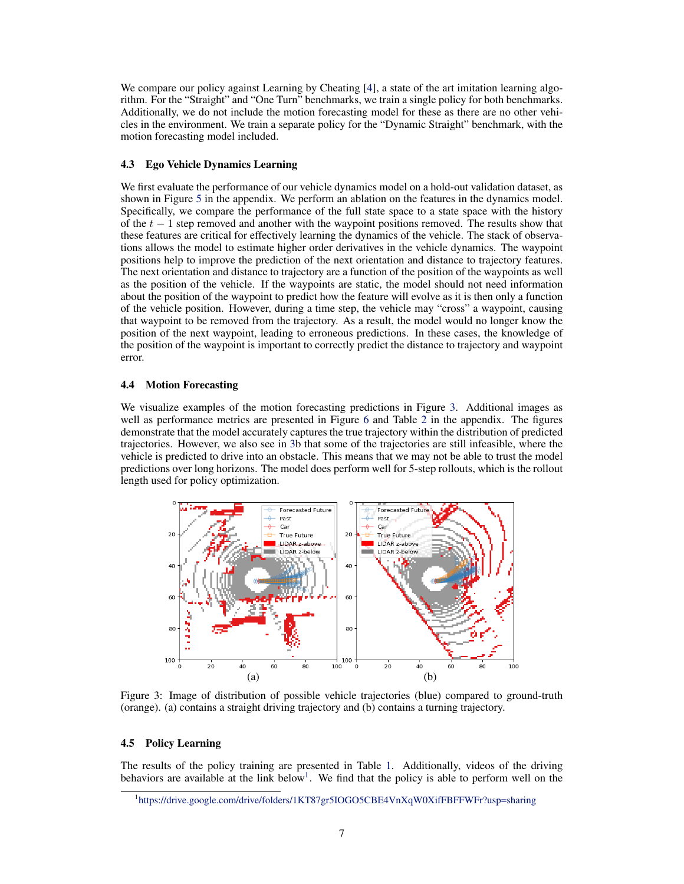We compare our policy against Learning by Cheating [4], a state of the art imitation learning algorithm. For the "Straight" and "One Turn" benchmarks, we train a single policy for both benchmarks. Additionally, we do not include the motion forecasting model for these as there are no other vehicles in the environment. We train a separate policy for the "Dynamic Straight" benchmark, with the motion forecasting model included.

### 4.3 Ego Vehicle Dynamics Learning

We first evaluate the performance of our vehicle dynamics model on a hold-out validation dataset, as shown in Figure 5 in the appendix. We perform an ablation on the features in the dynamics model. Specifically, we compare the performance of the full state space to a state space with the history of the $t-1$ step removed and another with the waypoint positions removed. The results show that these features are critical for effectively learning the dynamics of the vehicle. The stack of observations allows the model to estimate higher order derivatives in the vehicle dynamics. The waypoint positions help to improve the prediction of the next orientation and distance to trajectory features. The next orientation and distance to trajectory are a function of the position of the waypoints as well as the position of the vehicle. If the waypoints are static, the model should not need information about the position of the waypoint to predict how the feature will evolve as it is then only a function of the vehicle position. However, during a time step, the vehicle may "cross" a waypoint, causing that waypoint to be removed from the trajectory. As a result, the model would no longer know the position of the next waypoint, leading to erroneous predictions. In these cases, the knowledge of the position of the waypoint is important to correctly predict the distance to trajectory and waypoint error.

### 4.4 Motion Forecasting

We visualize examples of the motion forecasting predictions in Figure 3. Additional images as well as performance metrics are presented in Figure 6 and Table 2 in the appendix. The figures demonstrate that the model accurately captures the true trajectory within the distribution of predicted trajectories. However, we also see in 3b that some of the trajectories are still infeasible, where the vehicle is predicted to drive into an obstacle. This means that we may not be able to trust the model predictions over long horizons. The model does perform well for 5-step rollouts, which is the rollout length used for policy optimization.

Forecasted Future
Past
Car
True Future
LIDAR z-above
LIDAR z-below

(a)

(b)

Figure 3: Image of distribution of possible vehicle trajectories (blue) compared to ground-truth (orange). (a) contains a straight driving trajectory and (b) contains a turning trajectory.

### 4.5 Policy Learning

The results of the policy training are presented in Table 1. Additionally, videos of the driving behaviors are available at the link below[1]. We find that the policy is able to perform well on the

[1] https://drive.google.com/drive/folders/1KT87gr5IOGO5CBE4VnXqW0XifFBFFWFr?usp=sharing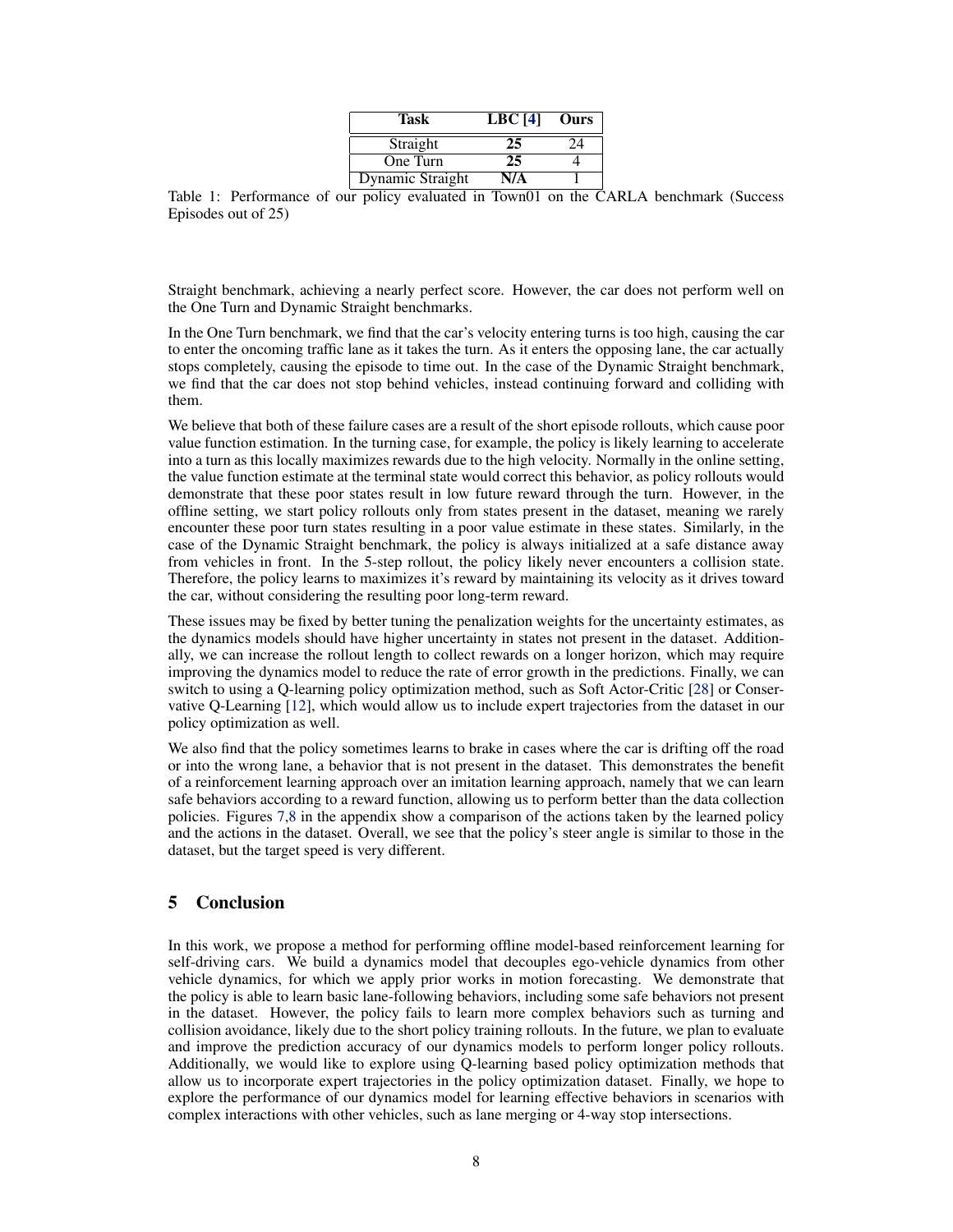| Task | LBC [4] | Ours |
| --- | --- | --- |
| Straight | **25** | 24 |
| One Turn | **25** | 4 |
| Dynamic Straight | **N/A** | 1 |

Table 1: Performance of our policy evaluated in Town01 on the CARLA benchmark (Success Episodes out of 25)

Straight benchmark, achieving a nearly perfect score. However, the car does not perform well on the One Turn and Dynamic Straight benchmarks.

In the One Turn benchmark, we find that the car's velocity entering turns is too high, causing the car to enter the oncoming traffic lane as it takes the turn. As it enters the opposing lane, the car actually stops completely, causing the episode to time out. In the case of the Dynamic Straight benchmark, we find that the car does not stop behind vehicles, instead continuing forward and colliding with them.

We believe that both of these failure cases are a result of the short episode rollouts, which cause poor value function estimation. In the turning case, for example, the policy is likely learning to accelerate into a turn as this locally maximizes rewards due to the high velocity. Normally in the online setting, the value function estimate at the terminal state would correct this behavior, as policy rollouts would demonstrate that these poor states result in low future reward through the turn. However, in the offline setting, we start policy rollouts only from states present in the dataset, meaning we rarely encounter these poor turn states resulting in a poor value estimate in these states. Similarly, in the case of the Dynamic Straight benchmark, the policy is always initialized at a safe distance away from vehicles in front. In the 5-step rollout, the policy likely never encounters a collision state. Therefore, the policy learns to maximizes it's reward by maintaining its velocity as it drives toward the car, without considering the resulting poor long-term reward.

These issues may be fixed by better tuning the penalization weights for the uncertainty estimates, as the dynamics models should have higher uncertainty in states not present in the dataset. Additionally, we can increase the rollout length to collect rewards on a longer horizon, which may require improving the dynamics model to reduce the rate of error growth in the predictions. Finally, we can switch to using a Q-learning policy optimization method, such as Soft Actor-Critic [28] or Conservative Q-Learning [12], which would allow us to include expert trajectories from the dataset in our policy optimization as well.

We also find that the policy sometimes learns to brake in cases where the car is drifting off the road or into the wrong lane, a behavior that is not present in the dataset. This demonstrates the benefit of a reinforcement learning approach over an imitation learning approach, namely that we can learn safe behaviors according to a reward function, allowing us to perform better than the data collection policies. Figures 7,8 in the appendix show a comparison of the actions taken by the learned policy and the actions in the dataset. Overall, we see that the policy's steer angle is similar to those in the dataset, but the target speed is very different.

## 5 Conclusion

In this work, we propose a method for performing offline model-based reinforcement learning for self-driving cars. We build a dynamics model that decouples ego-vehicle dynamics from other vehicle dynamics, for which we apply prior works in motion forecasting. We demonstrate that the policy is able to learn basic lane-following behaviors, including some safe behaviors not present in the dataset. However, the policy fails to learn more complex behaviors such as turning and collision avoidance, likely due to the short policy training rollouts. In the future, we plan to evaluate and improve the prediction accuracy of our dynamics models to perform longer policy rollouts. Additionally, we would like to explore using Q-learning based policy optimization methods that allow us to incorporate expert trajectories in the policy optimization dataset. Finally, we hope to explore the performance of our dynamics model for learning effective behaviors in scenarios with complex interactions with other vehicles, such as lane merging or 4-way stop intersections.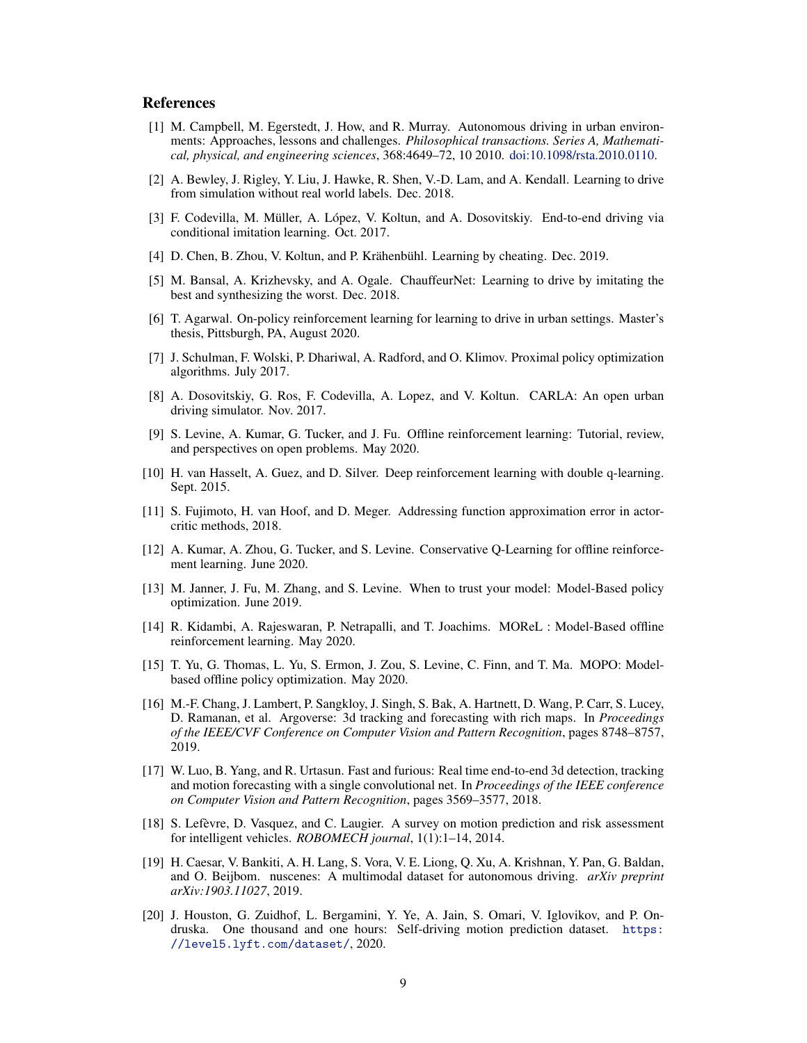## References

[1] M. Campbell, M. Egerstedt, J. How, and R. Murray. Autonomous driving in urban environments: Approaches, lessons and challenges. *Philosophical transactions. Series A, Mathematical, physical, and engineering sciences*, 368:4649–72, 10 2010. doi:10.1098/rsta.2010.0110.

[2] A. Bewley, J. Rigley, Y. Liu, J. Hawke, R. Shen, V.-D. Lam, and A. Kendall. Learning to drive from simulation without real world labels. Dec. 2018.

[3] F. Codevilla, M. Müller, A. López, V. Koltun, and A. Dosovitskiy. End-to-end driving via conditional imitation learning. Oct. 2017.

[4] D. Chen, B. Zhou, V. Koltun, and P. Krähenbühl. Learning by cheating. Dec. 2019.

[5] M. Bansal, A. Krizhevsky, and A. Ogale. ChauffeurNet: Learning to drive by imitating the best and synthesizing the worst. Dec. 2018.

[6] T. Agarwal. On-policy reinforcement learning for learning to drive in urban settings. Master's thesis, Pittsburgh, PA, August 2020.

[7] J. Schulman, F. Wolski, P. Dhariwal, A. Radford, and O. Klimov. Proximal policy optimization algorithms. July 2017.

[8] A. Dosovitskiy, G. Ros, F. Codevilla, A. Lopez, and V. Koltun. CARLA: An open urban driving simulator. Nov. 2017.

[9] S. Levine, A. Kumar, G. Tucker, and J. Fu. Offline reinforcement learning: Tutorial, review, and perspectives on open problems. May 2020.

[10] H. van Hasselt, A. Guez, and D. Silver. Deep reinforcement learning with double q-learning. Sept. 2015.

[11] S. Fujimoto, H. van Hoof, and D. Meger. Addressing function approximation error in actor-critic methods, 2018.

[12] A. Kumar, A. Zhou, G. Tucker, and S. Levine. Conservative Q-Learning for offline reinforcement learning. June 2020.

[13] M. Janner, J. Fu, M. Zhang, and S. Levine. When to trust your model: Model-Based policy optimization. June 2019.

[14] R. Kidambi, A. Rajeswaran, P. Netrapalli, and T. Joachims. MOReL : Model-Based offline reinforcement learning. May 2020.

[15] T. Yu, G. Thomas, L. Yu, S. Ermon, J. Zou, S. Levine, C. Finn, and T. Ma. MOPO: Model-based offline policy optimization. May 2020.

[16] M.-F. Chang, J. Lambert, P. Sangkloy, J. Singh, S. Bak, A. Hartnett, D. Wang, P. Carr, S. Lucey, D. Ramanan, et al. Argoverse: 3d tracking and forecasting with rich maps. In *Proceedings of the IEEE/CVF Conference on Computer Vision and Pattern Recognition*, pages 8748–8757, 2019.

[17] W. Luo, B. Yang, and R. Urtasun. Fast and furious: Real time end-to-end 3d detection, tracking and motion forecasting with a single convolutional net. In *Proceedings of the IEEE conference on Computer Vision and Pattern Recognition*, pages 3569–3577, 2018.

[18] S. Lefèvre, D. Vasquez, and C. Laugier. A survey on motion prediction and risk assessment for intelligent vehicles. *ROBOMECH journal*, 1(1):1–14, 2014.

[19] H. Caesar, V. Bankiti, A. H. Lang, S. Vora, V. E. Liong, Q. Xu, A. Krishnan, Y. Pan, G. Baldan, and O. Beijbom. nuscenes: A multimodal dataset for autonomous driving. *arXiv preprint arXiv:1903.11027*, 2019.

[20] J. Houston, G. Zuidhof, L. Bergamini, Y. Ye, A. Jain, S. Omari, V. Iglovikov, and P. Ondruska. One thousand and one hours: Self-driving motion prediction dataset. https://level5.lyft.com/dataset/, 2020.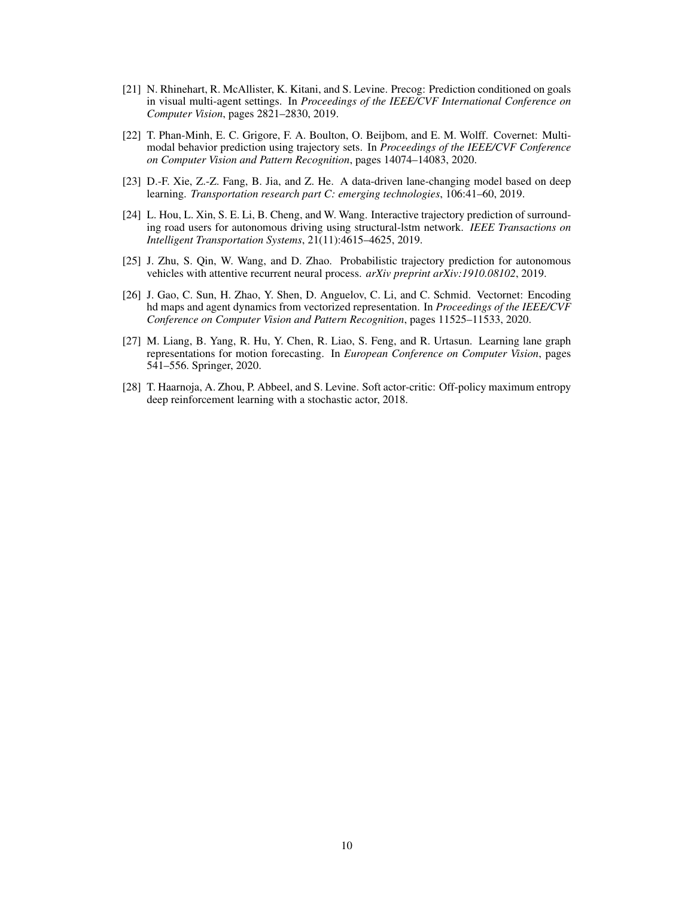[21] N. Rhinehart, R. McAllister, K. Kitani, and S. Levine. Precog: Prediction conditioned on goals in visual multi-agent settings. In *Proceedings of the IEEE/CVF International Conference on Computer Vision*, pages 2821–2830, 2019.

[22] T. Phan-Minh, E. C. Grigore, F. A. Boulton, O. Beijbom, and E. M. Wolff. Covernet: Multimodal behavior prediction using trajectory sets. In *Proceedings of the IEEE/CVF Conference on Computer Vision and Pattern Recognition*, pages 14074–14083, 2020.

[23] D.-F. Xie, Z.-Z. Fang, B. Jia, and Z. He. A data-driven lane-changing model based on deep learning. *Transportation research part C: emerging technologies*, 106:41–60, 2019.

[24] L. Hou, L. Xin, S. E. Li, B. Cheng, and W. Wang. Interactive trajectory prediction of surrounding road users for autonomous driving using structural-lstm network. *IEEE Transactions on Intelligent Transportation Systems*, 21(11):4615–4625, 2019.

[25] J. Zhu, S. Qin, W. Wang, and D. Zhao. Probabilistic trajectory prediction for autonomous vehicles with attentive recurrent neural process. *arXiv preprint arXiv:1910.08102*, 2019.

[26] J. Gao, C. Sun, H. Zhao, Y. Shen, D. Anguelov, C. Li, and C. Schmid. Vectornet: Encoding hd maps and agent dynamics from vectorized representation. In *Proceedings of the IEEE/CVF Conference on Computer Vision and Pattern Recognition*, pages 11525–11533, 2020.

[27] M. Liang, B. Yang, R. Hu, Y. Chen, R. Liao, S. Feng, and R. Urtasun. Learning lane graph representations for motion forecasting. In *European Conference on Computer Vision*, pages 541–556. Springer, 2020.

[28] T. Haarnoja, A. Zhou, P. Abbeel, and S. Levine. Soft actor-critic: Off-policy maximum entropy deep reinforcement learning with a stochastic actor, 2018.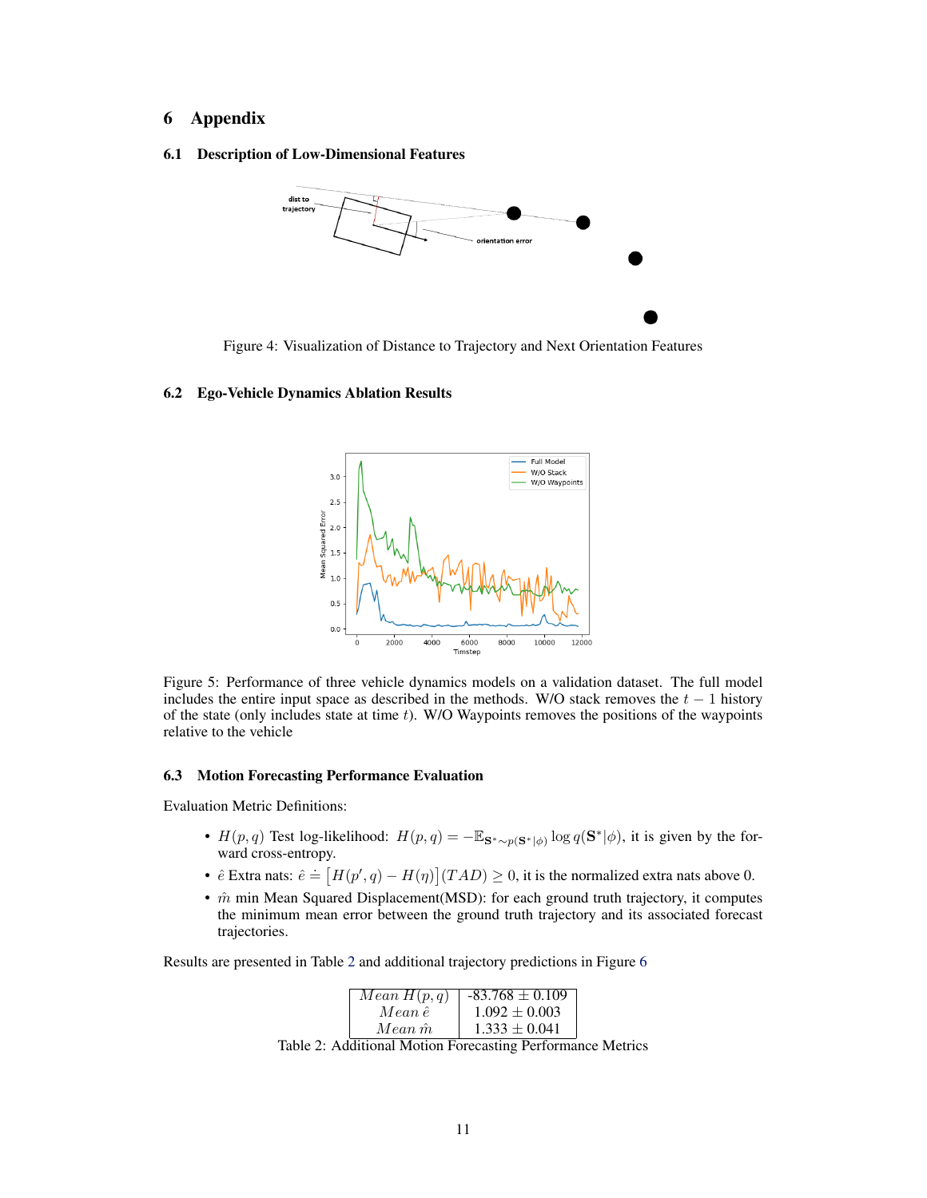# 6 Appendix

## 6.1 Description of Low-Dimensional Features

dist to trajectory

orientation error

Figure 4: Visualization of Distance to Trajectory and Next Orientation Features

## 6.2 Ego-Vehicle Dynamics Ablation Results

Full Model
W/O Stack
W/O Waypoints

Mean Squared Error

3.0
2.5
2.0
1.5
1.0
0.5
0.0

0
2000
4000
6000
8000
10000
12000

Timstep

Figure 5: Performance of three vehicle dynamics models on a validation dataset. The full model includes the entire input space as described in the methods. W/O stack removes the $t-1$ history of the state (only includes state at time $t$). W/O Waypoints removes the positions of the waypoints relative to the vehicle

## 6.3 Motion Forecasting Performance Evaluation

Evaluation Metric Definitions:

- $H(p, q)$ Test log-likelihood: $H(p, q) = -\mathbb{E}_{\mathbf{S}^* \sim p(\mathbf{S}^*|\phi)} \log q(\mathbf{S}^*|\phi)$, it is given by the forward cross-entropy.
- $\hat{e}$ Extra nats: $\hat{e} \doteq \left[H(p', q) - H(\eta)\right](TAD) \geq 0$, it is the normalized extra nats above 0.
- $\hat{m}$ min Mean Squared Displacement(MSD): for each ground truth trajectory, it computes the minimum mean error between the ground truth trajectory and its associated forecast trajectories.

Results are presented in Table 2 and additional trajectory predictions in Figure 6

| | |
|---|---|
| $Mean\ H(p, q)$ | -83.768 ± 0.109 |
| $Mean\ \hat{e}$ | 1.092 ± 0.003 |
| $Mean\ \hat{m}$ | 1.333 ± 0.041 |

Table 2: Additional Motion Forecasting Performance Metrics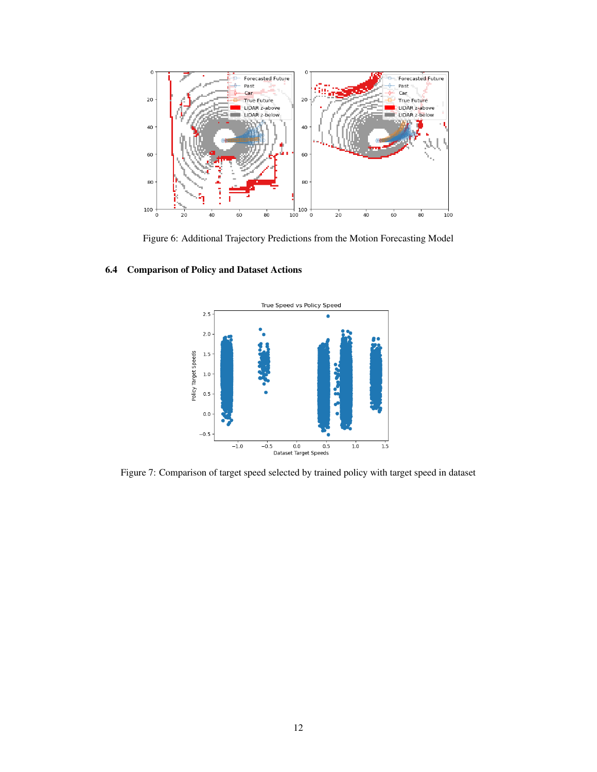0
20
40
60
80
100
0 20 40 60 80 100

Forecasted Future
Past
Car
True Future
LIDAR z-above
LIDAR z-below

0
20
40
60
80
100
0 20 40 60 80 100

Forecasted Future
Past
Car
True Future
LIDAR z-above
LIDAR z-below

Figure 6: Additional Trajectory Predictions from the Motion Forecasting Model

### 6.4 Comparison of Policy and Dataset Actions

True Speed vs Policy Speed

Policy Target Speeds

2.5
2.0
1.5
1.0
0.5
0.0
−0.5

−1.0 −0.5 0.0 0.5 1.0 1.5

Dataset Target Speeds

Figure 7: Comparison of target speed selected by trained policy with target speed in dataset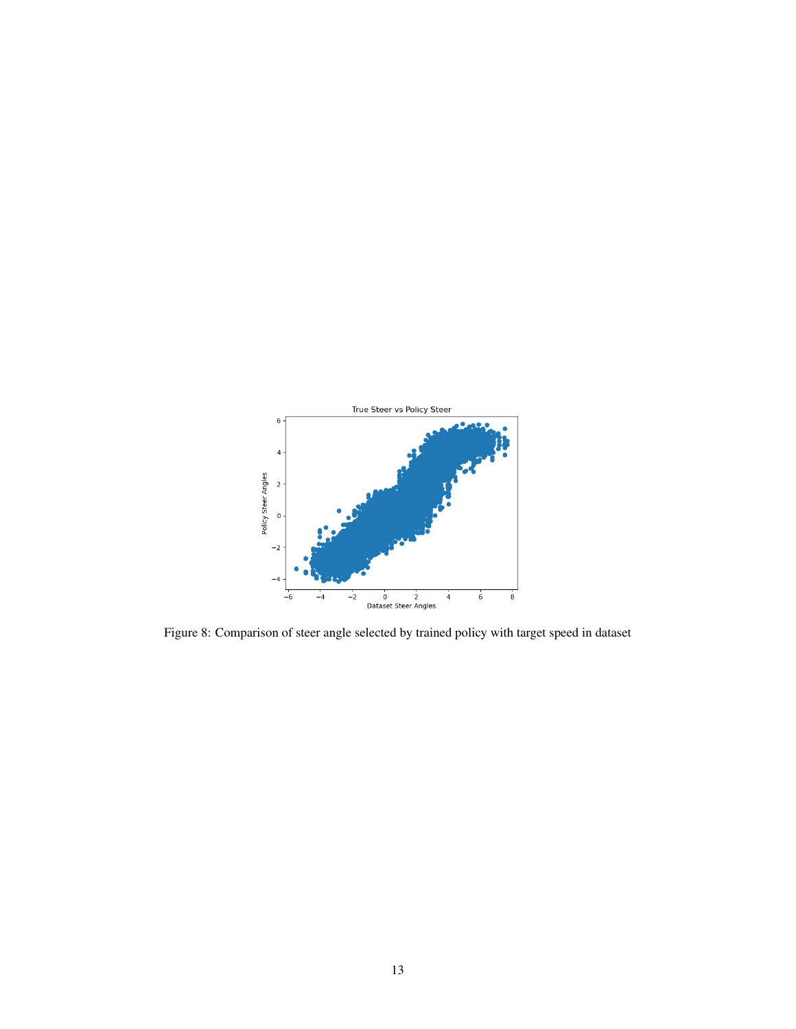True Steer vs Policy Steer

Policy Steer Angles

Dataset Steer Angles

6
4
2
0
−2
−4

−6 −4 −2 0 2 4 6 8

Figure 8: Comparison of steer angle selected by trained policy with target speed in dataset